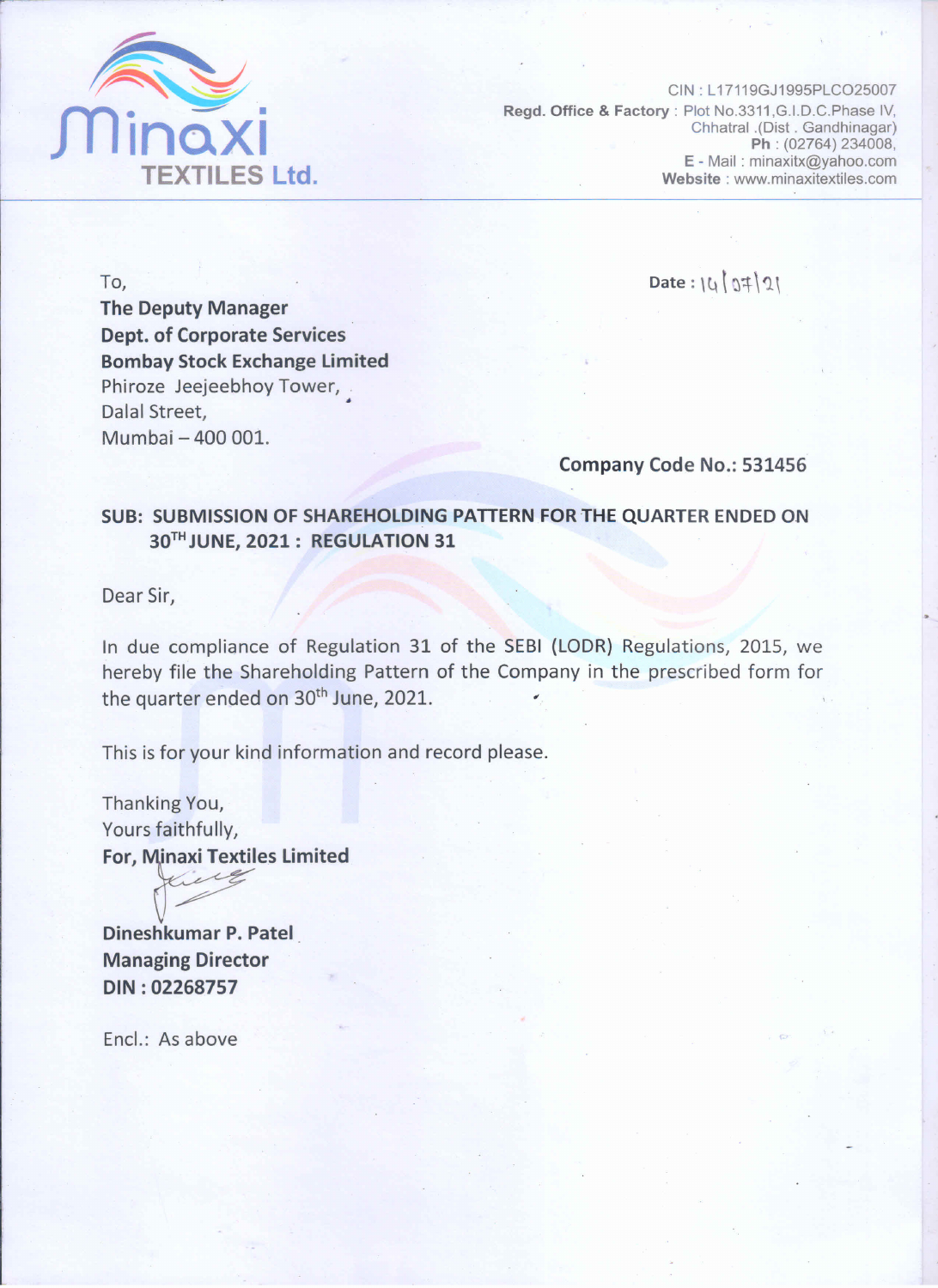**Minaxi TEXTILES Ltd.**

CIN : L17119GJ1995PLCO25007
**Regd. Office & Factory** : Plot No.3311,G.I.D.C.Phase IV, Chhatral .(Dist . Gandhinagar)
**Ph** : (02764) 234008,
**E** - Mail : minaxitx@yahoo.com
**Website** : www.minaxitextiles.com

To,
**The Deputy Manager**
**Dept. of Corporate Services**
**Bombay Stock Exchange Limited**
Phiroze Jeejeebhoy Tower,
Dalal Street,
Mumbai – 400 001.

**Date** : 14/07/21

**Company Code No.: 531456**

**SUB: SUBMISSION OF SHAREHOLDING PATTERN FOR THE QUARTER ENDED ON 30TH JUNE, 2021 : REGULATION 31**

Dear Sir,

In due compliance of Regulation 31 of the SEBI (LODR) Regulations, 2015, we hereby file the Shareholding Pattern of the Company in the prescribed form for the quarter ended on 30th June, 2021.

This is for your kind information and record please.

Thanking You,
Yours faithfully,
**For, Minaxi Textiles Limited**

**Dineshkumar P. Patel**
**Managing Director**
**DIN : 02268757**

Encl.: As above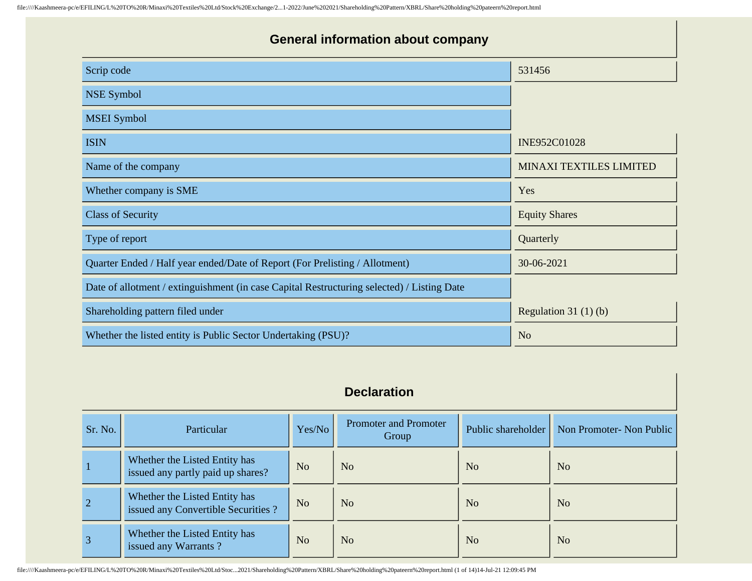## General information about company

| | |
|---|---|
| Scrip code | 531456 |
| NSE Symbol | |
| MSEI Symbol | |
| ISIN | INE952C01028 |
| Name of the company | MINAXI TEXTILES LIMITED |
| Whether company is SME | Yes |
| Class of Security | Equity Shares |
| Type of report | Quarterly |
| Quarter Ended / Half year ended/Date of Report (For Prelisting / Allotment) | 30-06-2021 |
| Date of allotment / extinguishment (in case Capital Restructuring selected) / Listing Date | |
| Shareholding pattern filed under | Regulation 31 (1) (b) |
| Whether the listed entity is Public Sector Undertaking (PSU)? | No |

## Declaration

| Sr. No. | Particular | Yes/No | Promoter and Promoter Group | Public shareholder | Non Promoter- Non Public |
|---|---|---|---|---|---|
| 1 | Whether the Listed Entity has issued any partly paid up shares? | No | No | No | No |
| 2 | Whether the Listed Entity has issued any Convertible Securities ? | No | No | No | No |
| 3 | Whether the Listed Entity has issued any Warrants ? | No | No | No | No |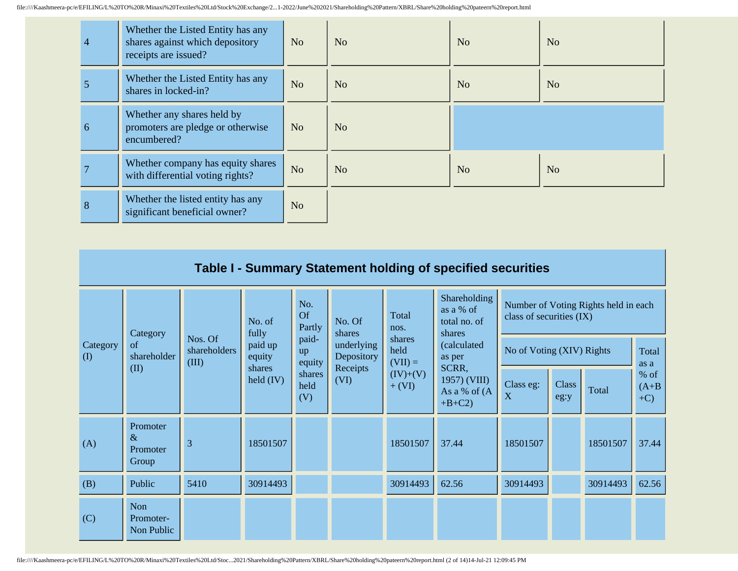| 4 | Whether the Listed Entity has any shares against which depository receipts are issued? | No | No | No | No |
|---|---|---|---|---|---|
| 5 | Whether the Listed Entity has any shares in locked-in? | No | No | No | No |
| 6 | Whether any shares held by promoters are pledge or otherwise encumbered? | No | No | | |
| 7 | Whether company has equity shares with differential voting rights? | No | No | No | No |
| 8 | Whether the listed entity has any significant beneficial owner? | No | | | |

## Table I - Summary Statement holding of specified securities

| Category (I) | Category of shareholder (II) | Nos. Of shareholders (III) | No. of fully paid up equity shares held (IV) | No. Of Partly paid-up equity shares held (V) | No. Of shares underlying Depository Receipts (VI) | Total nos. shares held (VII) = (IV)+(V)+ (VI) | Shareholding as a % of total no. of shares (calculated as per SCRR, 1957) (VIII) As a % of (A+B+C2) | Number of Voting Rights held in each class of securities (IX) | | | |
|---|---|---|---|---|---|---|---|---|---|---|---|
| | | | | | | | | No of Voting (XIV) Rights | | | Total as a % of (A+B+C) |
| | | | | | | | | Class eg: X | Class eg:y | Total | |
| (A) | Promoter & Promoter Group | 3 | 18501507 | | | 18501507 | 37.44 | 18501507 | | 18501507 | 37.44 |
| (B) | Public | 5410 | 30914493 | | | 30914493 | 62.56 | 30914493 | | 30914493 | 62.56 |
| (C) | Non Promoter- Non Public | | | | | | | | | | |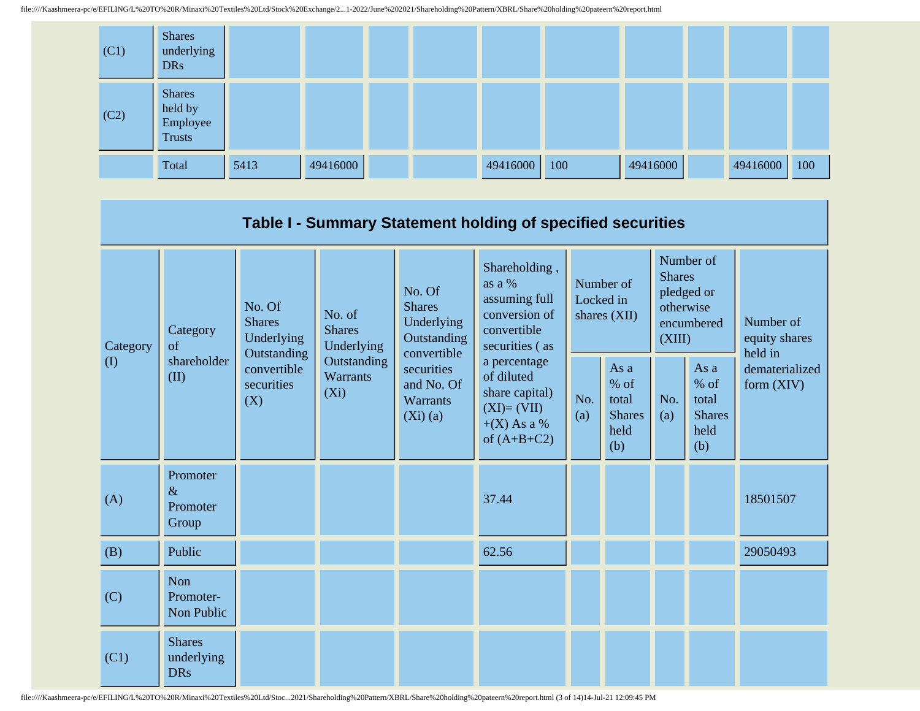| (C1) | Shares underlying DRs | | | | | | | | | | |
|---|---|---|---|---|---|---|---|---|---|---|---|
| (C2) | Shares held by Employee Trusts | | | | | | | | | | |
| | Total | 5413 | 49416000 | | | 49416000 | 100 | 49416000 | | 49416000 | 100 |

## Table I - Summary Statement holding of specified securities

| Category (I) | Category of shareholder (II) | No. Of Shares Underlying Outstanding convertible securities (X) | No. of Shares Underlying Outstanding Warrants (Xi) | No. Of Shares Underlying Outstanding convertible securities and No. Of Warrants (Xi) (a) | Shareholding , as a % assuming full conversion of convertible securities ( as a percentage of diluted share capital) (XI)= (VII)+(X) As a % of (A+B+C2) | Number of Locked in shares (XII) | | Number of Shares pledged or otherwise encumbered (XIII) | | Number of equity shares held in dematerialized form (XIV) |
|---|---|---|---|---|---|---|---|---|---|---|
| | | | | | | No. (a) | As a % of total Shares held (b) | No. (a) | As a % of total Shares held (b) | |
| (A) | Promoter & Promoter Group | | | | 37.44 | | | | | 18501507 |
| (B) | Public | | | | 62.56 | | | | | 29050493 |
| (C) | Non Promoter- Non Public | | | | | | | | | |
| (C1) | Shares underlying DRs | | | | | | | | | |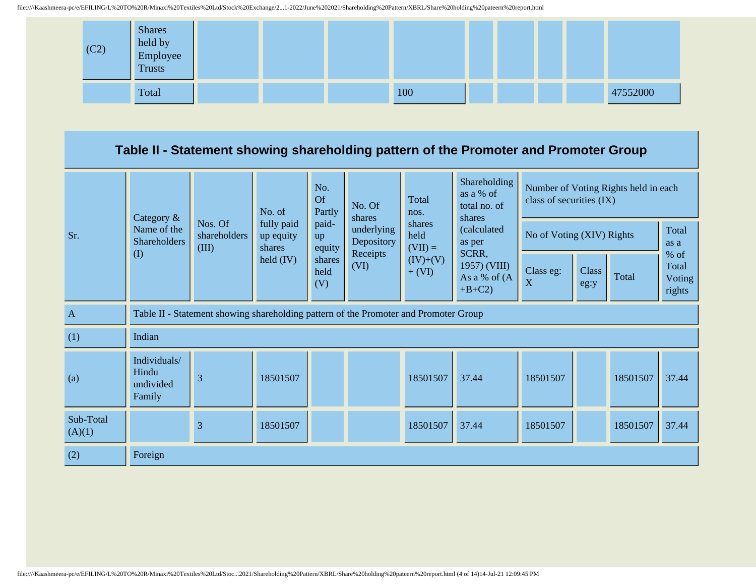| (C2) | Shares held by Employee Trusts | | | | | | | | | |
|---|---|---|---|---|---|---|---|---|---|---|
| | Total | | | | 100 | | | | | 47552000 |

## Table II - Statement showing shareholding pattern of the Promoter and Promoter Group

| Sr. | Category & Name of the Shareholders (I) | Nos. Of shareholders (III) | No. of fully paid up equity shares held (IV) | No. Of Partly paid-up equity shares held (V) | No. Of shares underlying Depository Receipts (VI) | Total nos. shares held (VII) = (IV)+(V)+ (VI) | Shareholding as a % of total no. of shares (calculated as per SCRR, 1957) (VIII) As a % of (A+B+C2) | Number of Voting Rights held in each class of securities (IX) | | | |
|---|---|---|---|---|---|---|---|---|---|---|---|
| | | | | | | | | No of Voting (XIV) Rights | | | Total as a % of Total Voting rights |
| | | | | | | | | Class eg: X | Class eg:y | Total | |
| A | Table II - Statement showing shareholding pattern of the Promoter and Promoter Group | | | | | | | | | | |
| (1) | Indian | | | | | | | | | | |
| (a) | Individuals/ Hindu undivided Family | 3 | 18501507 | | | 18501507 | 37.44 | 18501507 | | 18501507 | 37.44 |
| Sub-Total (A)(1) | | 3 | 18501507 | | | 18501507 | 37.44 | 18501507 | | 18501507 | 37.44 |
| (2) | Foreign | | | | | | | | | | |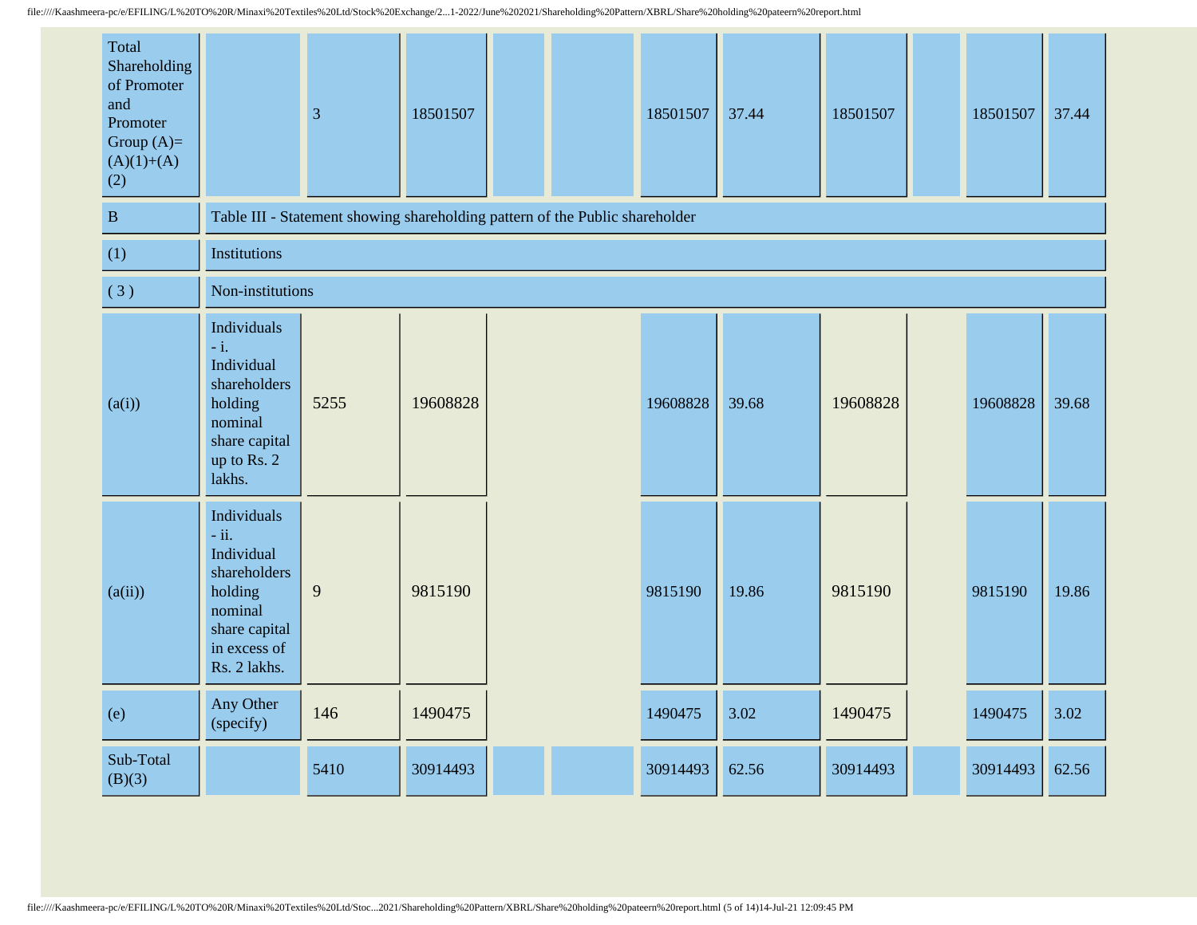| | | | | | | | | | | | |
|---|---|---|---|---|---|---|---|---|---|---|---|
| Total Shareholding of Promoter and Promoter Group (A)=(A)(1)+(A)(2) | | 3 | 18501507 | | | 18501507 | 37.44 | 18501507 | | 18501507 | 37.44 |
| B | Table III - Statement showing shareholding pattern of the Public shareholder | | | | | | | | | | |
| (1) | Institutions | | | | | | | | | | |
| ( 3 ) | Non-institutions | | | | | | | | | | |
| (a(i)) | Individuals - i. Individual shareholders holding nominal share capital up to Rs. 2 lakhs. | 5255 | 19608828 | | | 19608828 | 39.68 | 19608828 | | 19608828 | 39.68 |
| (a(ii)) | Individuals - ii. Individual shareholders holding nominal share capital in excess of Rs. 2 lakhs. | 9 | 9815190 | | | 9815190 | 19.86 | 9815190 | | 9815190 | 19.86 |
| (e) | Any Other (specify) | 146 | 1490475 | | | 1490475 | 3.02 | 1490475 | | 1490475 | 3.02 |
| Sub-Total (B)(3) | | 5410 | 30914493 | | | 30914493 | 62.56 | 30914493 | | 30914493 | 62.56 |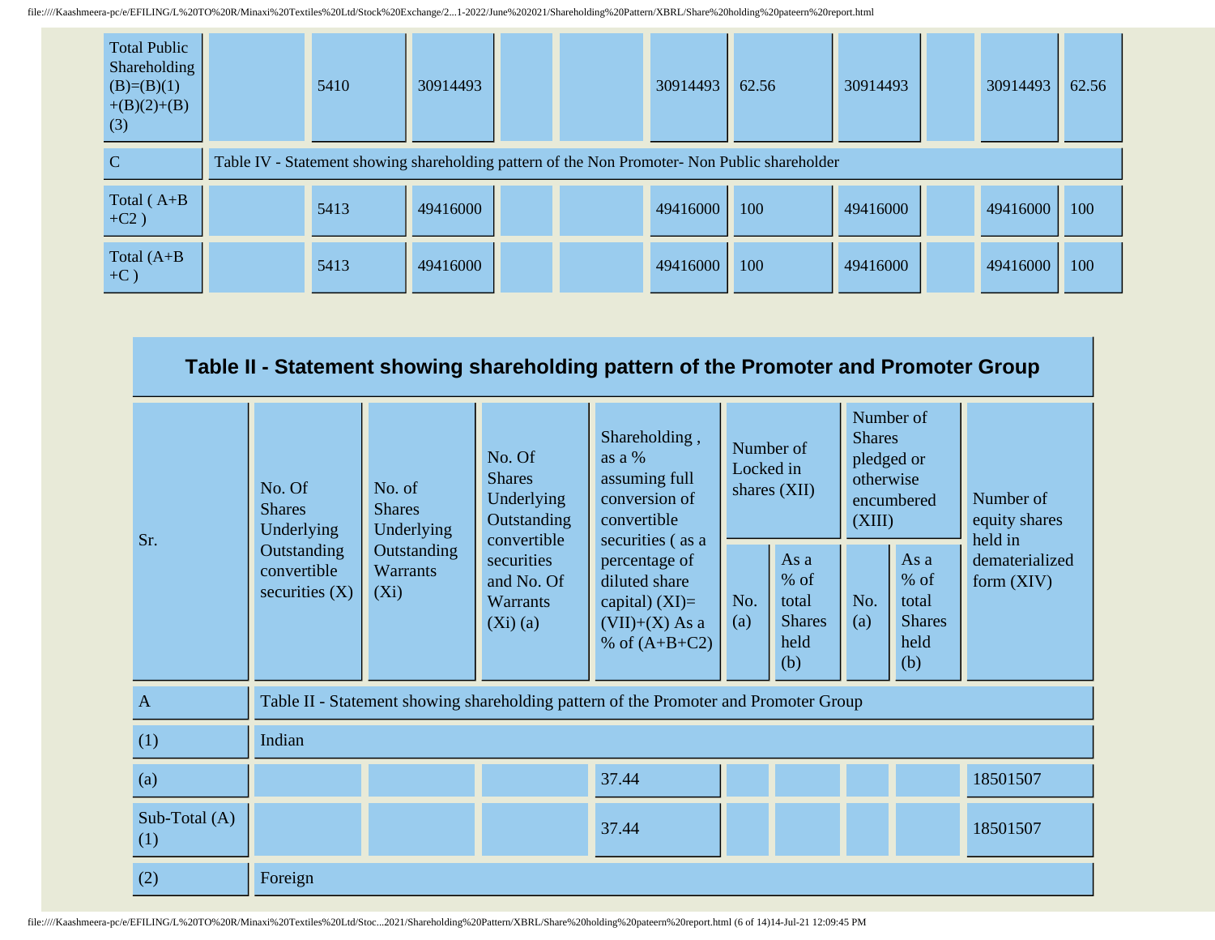| Total Public Shareholding (B)=(B)(1)+(B)(2)+(B)(3) | | 5410 | 30914493 | | | 30914493 | 62.56 | 30914493 | | 30914493 | 62.56 |
|---|---|---|---|---|---|---|---|---|---|---|---|
| C | Table IV - Statement showing shareholding pattern of the Non Promoter- Non Public shareholder | | | | | | | | | | |
| Total ( A+B+C2 ) | | 5413 | 49416000 | | | 49416000 | 100 | 49416000 | | 49416000 | 100 |
| Total (A+B+C ) | | 5413 | 49416000 | | | 49416000 | 100 | 49416000 | | 49416000 | 100 |

## Table II - Statement showing shareholding pattern of the Promoter and Promoter Group

| Sr. | No. Of Shares Underlying Outstanding convertible securities (X) | No. of Shares Underlying Outstanding Warrants (Xi) | No. Of Shares Underlying Outstanding convertible securities and No. Of Warrants (Xi) (a) | Shareholding , as a % assuming full conversion of convertible securities ( as a percentage of diluted share capital) (XI)= (VII)+(X) As a % of (A+B+C2) | Number of Locked in shares (XII) | | Number of Shares pledged or otherwise encumbered (XIII) | | Number of equity shares held in dematerialized form (XIV) |
|---|---|---|---|---|---|---|---|---|---|
| | | | | | No. (a) | As a % of total Shares held (b) | No. (a) | As a % of total Shares held (b) | |
| A | Table II - Statement showing shareholding pattern of the Promoter and Promoter Group | | | | | | | | |
| (1) | Indian | | | | | | | | |
| (a) | | | | 37.44 | | | | | 18501507 |
| Sub-Total (A)(1) | | | | 37.44 | | | | | 18501507 |
| (2) | Foreign | | | | | | | | |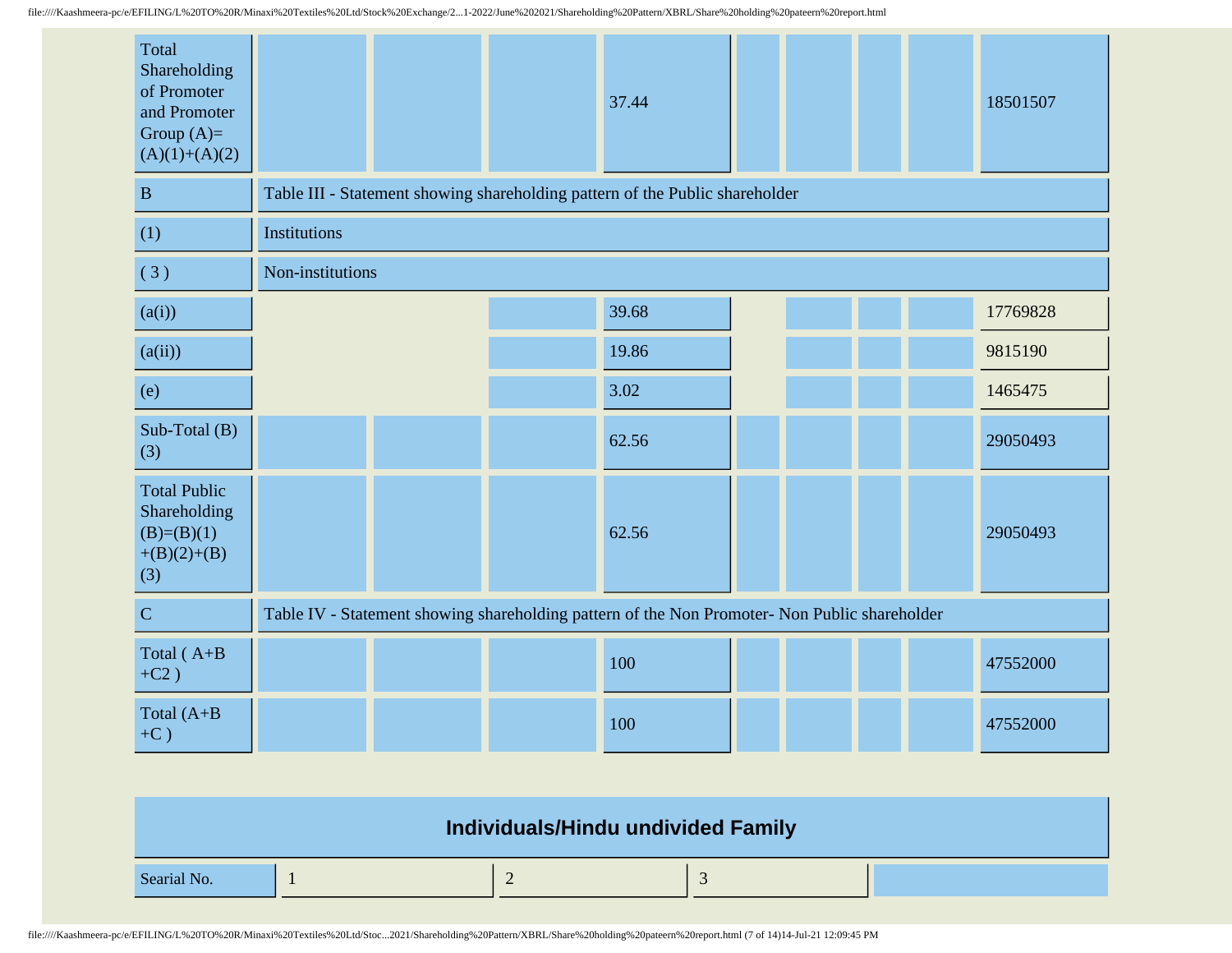| | | | | | | | | | |
|---|---|---|---|---|---|---|---|---|---|
| Total Shareholding of Promoter and Promoter Group (A)=(A)(1)+(A)(2) | | | | 37.44 | | | | | 18501507 |
| B | Table III - Statement showing shareholding pattern of the Public shareholder | | | | | | | | |
| (1) | Institutions | | | | | | | | |
| ( 3 ) | Non-institutions | | | | | | | | |
| (a(i)) | | | | 39.68 | | | | | 17769828 |
| (a(ii)) | | | | 19.86 | | | | | 9815190 |
| (e) | | | | 3.02 | | | | | 1465475 |
| Sub-Total (B)(3) | | | | 62.56 | | | | | 29050493 |
| Total Public Shareholding (B)=(B)(1)+(B)(2)+(B)(3) | | | | 62.56 | | | | | 29050493 |
| C | Table IV - Statement showing shareholding pattern of the Non Promoter- Non Public shareholder | | | | | | | | |
| Total ( A+B+C2 ) | | | | 100 | | | | | 47552000 |
| Total (A+B+C ) | | | | 100 | | | | | 47552000 |

## Individuals/Hindu undivided Family

| Searial No. | 1 | 2 | 3 | |
|---|---|---|---|---|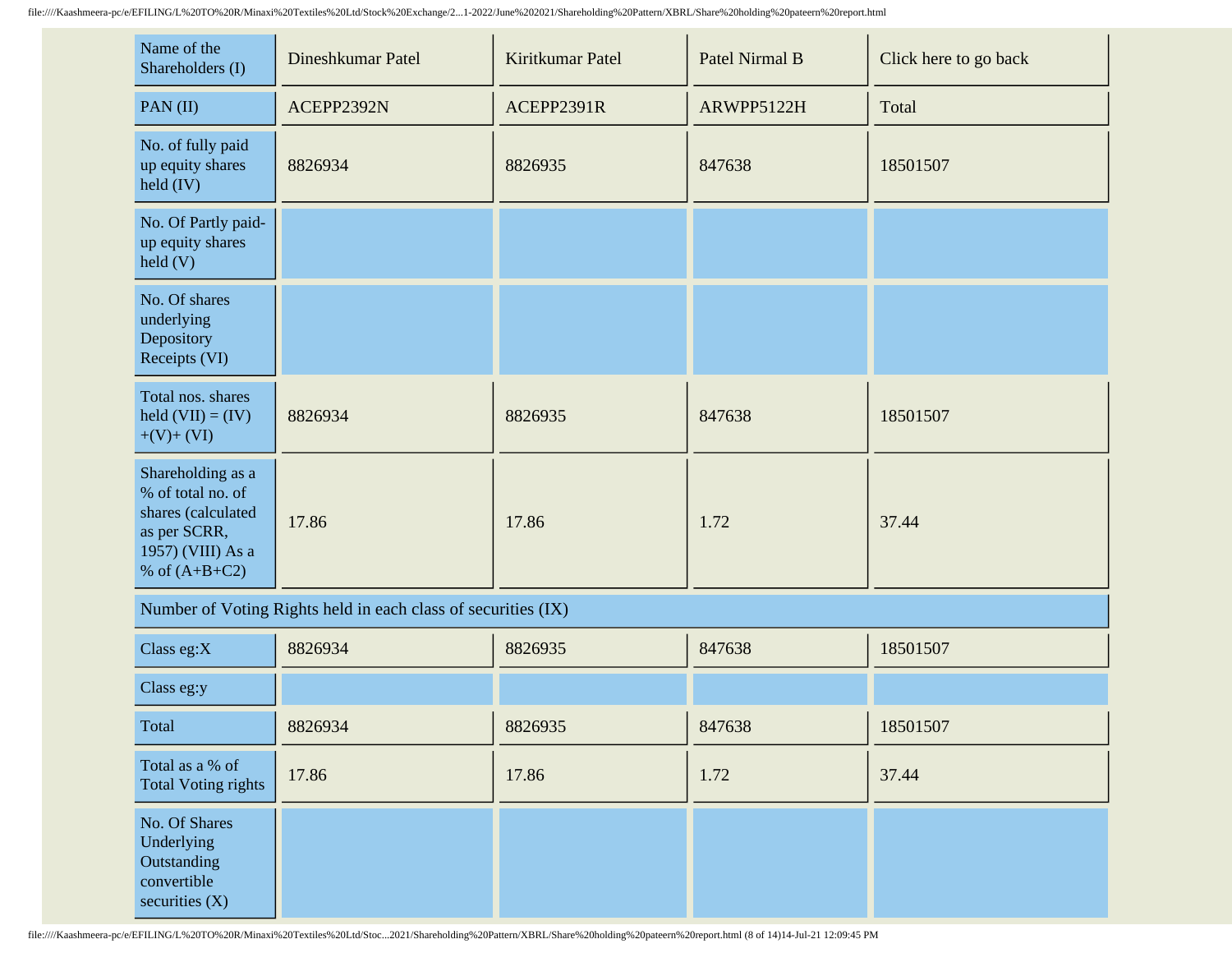| Name of the Shareholders (I) | Dineshkumar Patel | Kiritkumar Patel | Patel Nirmal B | Click here to go back |
|---|---|---|---|---|
| PAN (II) | ACEPP2392N | ACEPP2391R | ARWPP5122H | Total |
| No. of fully paid up equity shares held (IV) | 8826934 | 8826935 | 847638 | 18501507 |
| No. Of Partly paid-up equity shares held (V) | | | | |
| No. Of shares underlying Depository Receipts (VI) | | | | |
| Total nos. shares held (VII) = (IV)+(V)+ (VI) | 8826934 | 8826935 | 847638 | 18501507 |
| Shareholding as a % of total no. of shares (calculated as per SCRR, 1957) (VIII) As a % of (A+B+C2) | 17.86 | 17.86 | 1.72 | 37.44 |
| Number of Voting Rights held in each class of securities (IX) | | | | |
| Class eg:X | 8826934 | 8826935 | 847638 | 18501507 |
| Class eg:y | | | | |
| Total | 8826934 | 8826935 | 847638 | 18501507 |
| Total as a % of Total Voting rights | 17.86 | 17.86 | 1.72 | 37.44 |
| No. Of Shares Underlying Outstanding convertible securities (X) | | | | |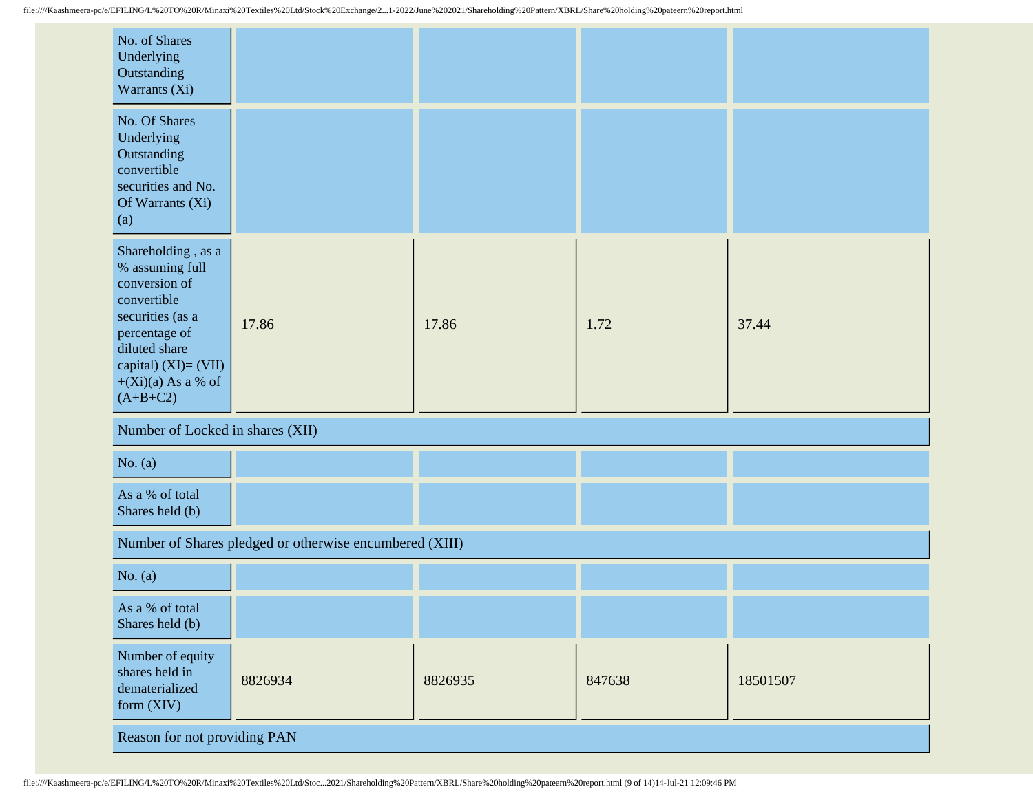| | | | | |
|---|---|---|---|---|
| No. of Shares Underlying Outstanding Warrants (Xi) | | | | |
| No. Of Shares Underlying Outstanding convertible securities and No. Of Warrants (Xi) (a) | | | | |
| Shareholding , as a % assuming full conversion of convertible securities (as a percentage of diluted share capital) (XI)= (VII)+(Xi)(a) As a % of (A+B+C2) | 17.86 | 17.86 | 1.72 | 37.44 |
| Number of Locked in shares (XII) | | | | |
| No. (a) | | | | |
| As a % of total Shares held (b) | | | | |
| Number of Shares pledged or otherwise encumbered (XIII) | | | | |
| No. (a) | | | | |
| As a % of total Shares held (b) | | | | |
| Number of equity shares held in dematerialized form (XIV) | 8826934 | 8826935 | 847638 | 18501507 |
| Reason for not providing PAN | | | | |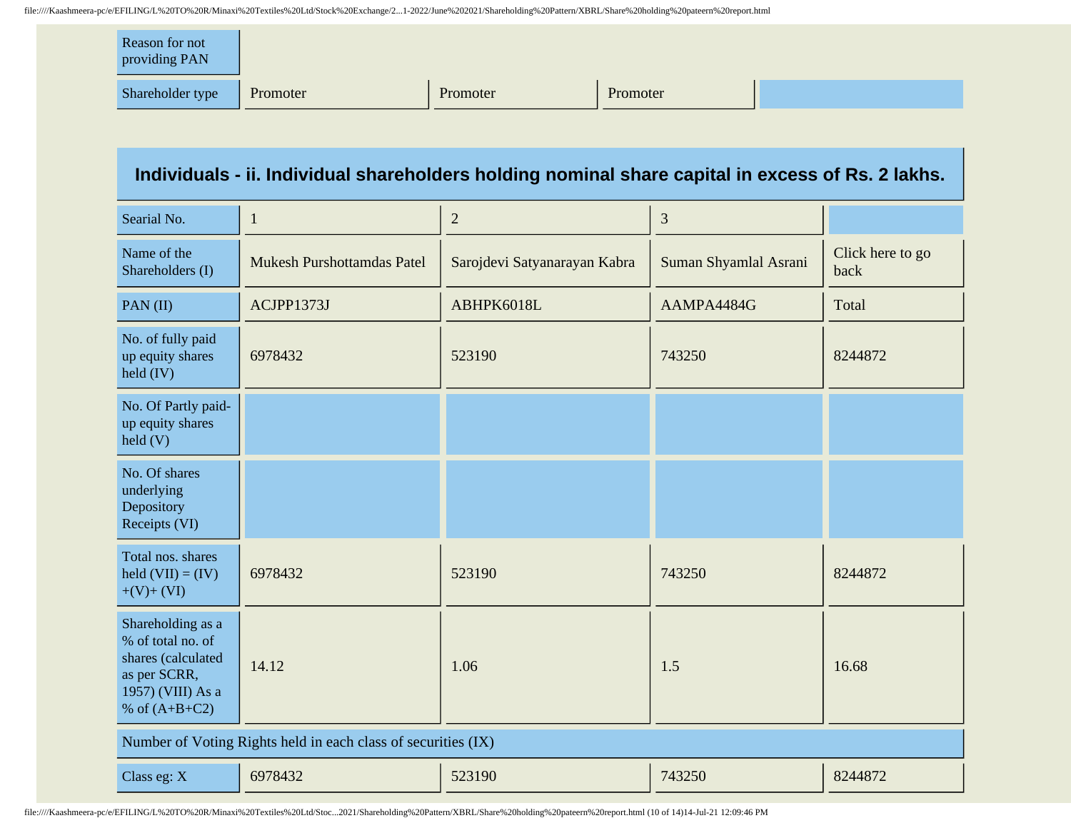| Reason for not providing PAN | | | | |
|---|---|---|---|---|
| Shareholder type | Promoter | Promoter | Promoter | |

## Individuals - ii. Individual shareholders holding nominal share capital in excess of Rs. 2 lakhs.

| Searial No. | 1 | 2 | 3 | |
|---|---|---|---|---|
| Name of the Shareholders (I) | Mukesh Purshottamdas Patel | Sarojdevi Satyanarayan Kabra | Suman Shyamlal Asrani | Click here to go back |
| PAN (II) | ACJPP1373J | ABHPK6018L | AAMPA4484G | Total |
| No. of fully paid up equity shares held (IV) | 6978432 | 523190 | 743250 | 8244872 |
| No. Of Partly paid-up equity shares held (V) | | | | |
| No. Of shares underlying Depository Receipts (VI) | | | | |
| Total nos. shares held (VII) = (IV)+(V)+ (VI) | 6978432 | 523190 | 743250 | 8244872 |
| Shareholding as a % of total no. of shares (calculated as per SCRR, 1957) (VIII) As a % of (A+B+C2) | 14.12 | 1.06 | 1.5 | 16.68 |
| Number of Voting Rights held in each class of securities (IX) | | | | |
| Class eg: X | 6978432 | 523190 | 743250 | 8244872 |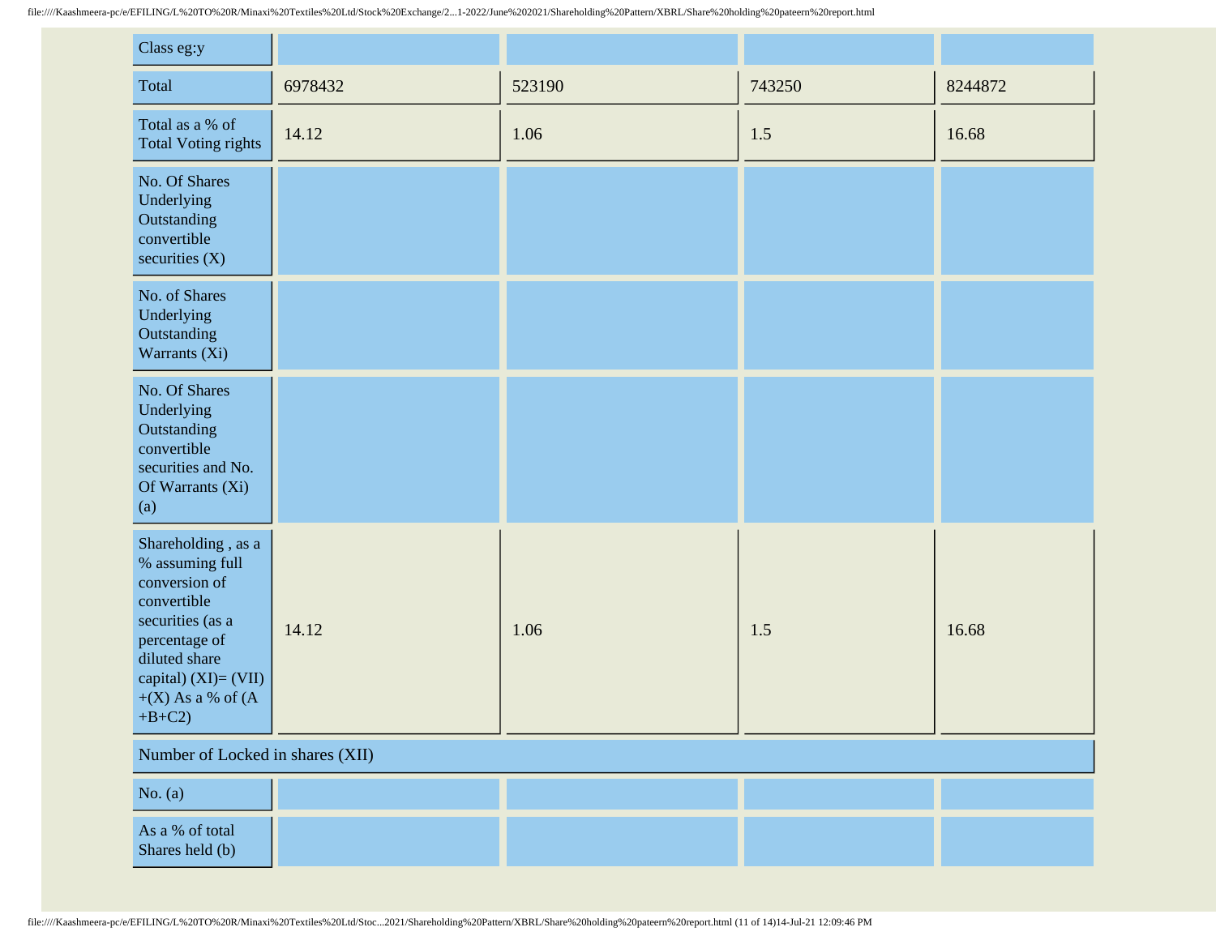| | | | | |
|---|---|---|---|---|
| Class eg:y | | | | |
| Total | 6978432 | 523190 | 743250 | 8244872 |
| Total as a % of Total Voting rights | 14.12 | 1.06 | 1.5 | 16.68 |
| No. Of Shares Underlying Outstanding convertible securities (X) | | | | |
| No. of Shares Underlying Outstanding Warrants (Xi) | | | | |
| No. Of Shares Underlying Outstanding convertible securities and No. Of Warrants (Xi) (a) | | | | |
| Shareholding , as a % assuming full conversion of convertible securities (as a percentage of diluted share capital) (XI)= (VII) +(X) As a % of (A +B+C2) | 14.12 | 1.06 | 1.5 | 16.68 |
| Number of Locked in shares (XII) | | | | |
| No. (a) | | | | |
| As a % of total Shares held (b) | | | | |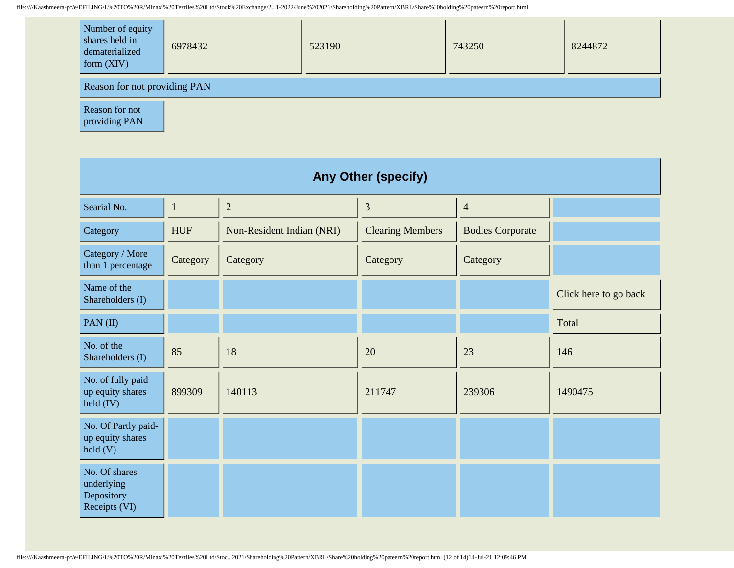| Number of equity shares held in dematerialized form (XIV) | 6978432 | 523190 | 743250 | 8244872 |
|---|---|---|---|---|

| Reason for not providing PAN |
|---|
| Reason for not providing PAN |

## Any Other (specify)

| Searial No. | 1 | 2 | 3 | 4 | |
|---|---|---|---|---|---|
| Category | HUF | Non-Resident Indian (NRI) | Clearing Members | Bodies Corporate | |
| Category / More than 1 percentage | Category | Category | Category | Category | |
| Name of the Shareholders (I) | | | | | Click here to go back |
| PAN (II) | | | | | Total |
| No. of the Shareholders (I) | 85 | 18 | 20 | 23 | 146 |
| No. of fully paid up equity shares held (IV) | 899309 | 140113 | 211747 | 239306 | 1490475 |
| No. Of Partly paid-up equity shares held (V) | | | | | |
| No. Of shares underlying Depository Receipts (VI) | | | | | |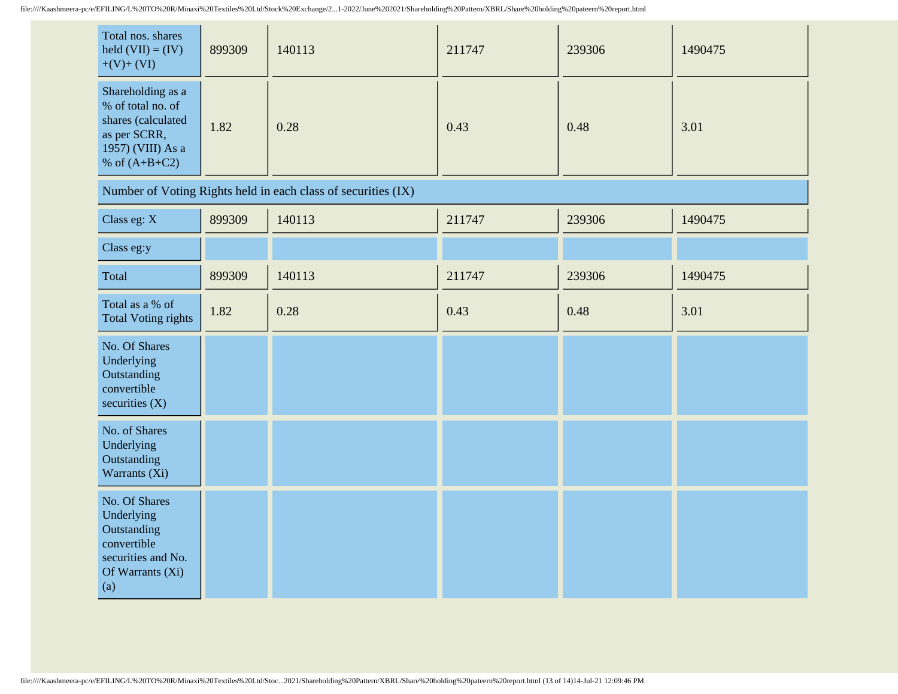| Total nos. shares held (VII) = (IV)+(V)+ (VI) | 899309 | 140113 | 211747 | 239306 | 1490475 |
|---|---|---|---|---|---|
| Shareholding as a % of total no. of shares (calculated as per SCRR, 1957) (VIII) As a % of (A+B+C2) | 1.82 | 0.28 | 0.43 | 0.48 | 3.01 |
| Number of Voting Rights held in each class of securities (IX) | | | | | |
| Class eg: X | 899309 | 140113 | 211747 | 239306 | 1490475 |
| Class eg:y | | | | | |
| Total | 899309 | 140113 | 211747 | 239306 | 1490475 |
| Total as a % of Total Voting rights | 1.82 | 0.28 | 0.43 | 0.48 | 3.01 |
| No. Of Shares Underlying Outstanding convertible securities (X) | | | | | |
| No. of Shares Underlying Outstanding Warrants (Xi) | | | | | |
| No. Of Shares Underlying Outstanding convertible securities and No. Of Warrants (Xi) (a) | | | | | |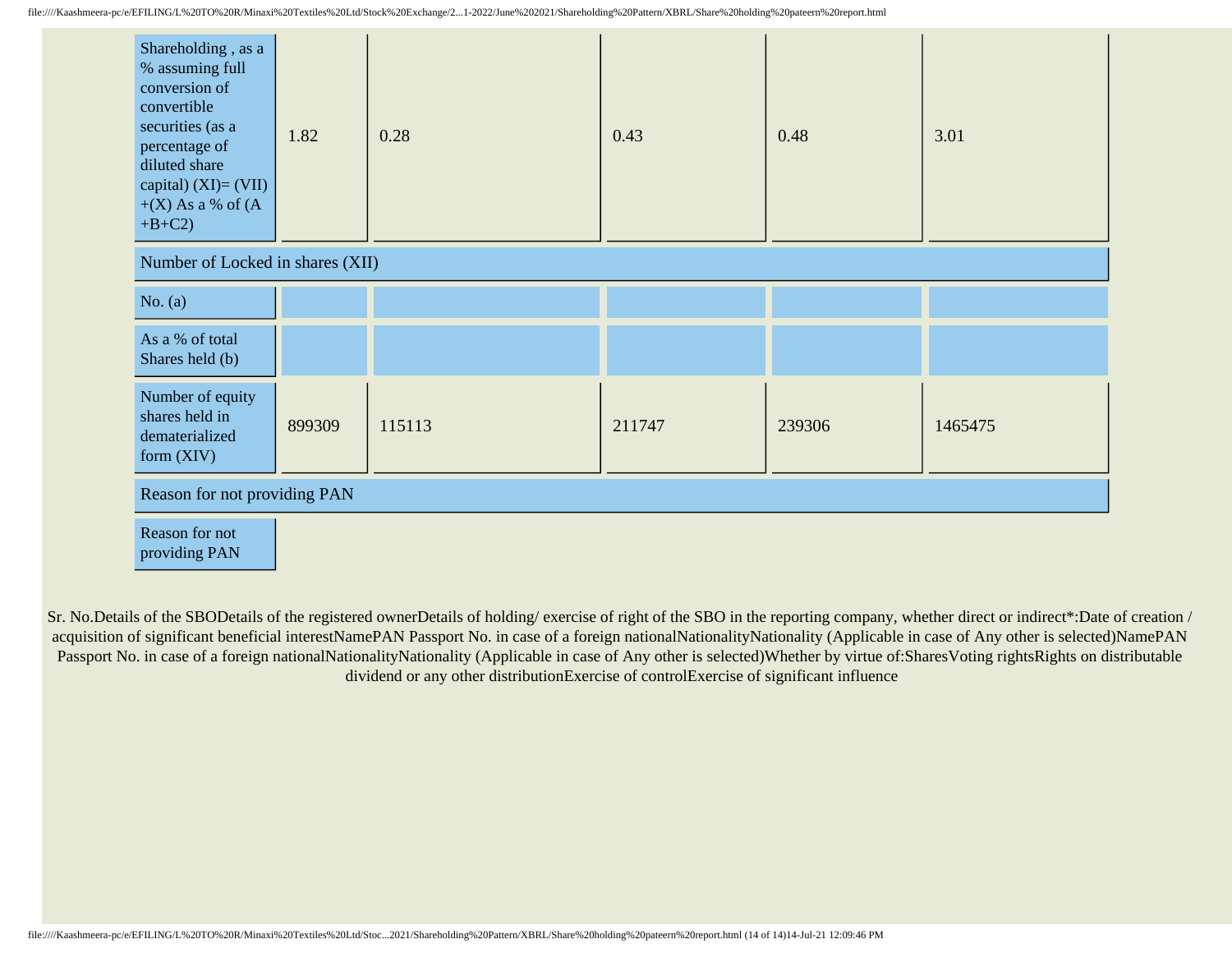| | | | | | |
|---|---|---|---|---|---|
| Shareholding , as a % assuming full conversion of convertible securities (as a percentage of diluted share capital) (XI)= (VII)+(X) As a % of (A+B+C2) | 1.82 | 0.28 | 0.43 | 0.48 | 3.01 |
| Number of Locked in shares (XII) | | | | | |
| No. (a) | | | | | |
| As a % of total Shares held (b) | | | | | |
| Number of equity shares held in dematerialized form (XIV) | 899309 | 115113 | 211747 | 239306 | 1465475 |
| Reason for not providing PAN | | | | | |
| Reason for not providing PAN | | | | | |

Sr. No.Details of the SBODetails of the registered ownerDetails of holding/ exercise of right of the SBO in the reporting company, whether direct or indirect*:Date of creation / acquisition of significant beneficial interestNamePAN Passport No. in case of a foreign nationalNationalityNationality (Applicable in case of Any other is selected)NamePAN Passport No. in case of a foreign nationalNationalityNationality (Applicable in case of Any other is selected)Whether by virtue of:SharesVoting rightsRights on distributable dividend or any other distributionExercise of controlExercise of significant influence